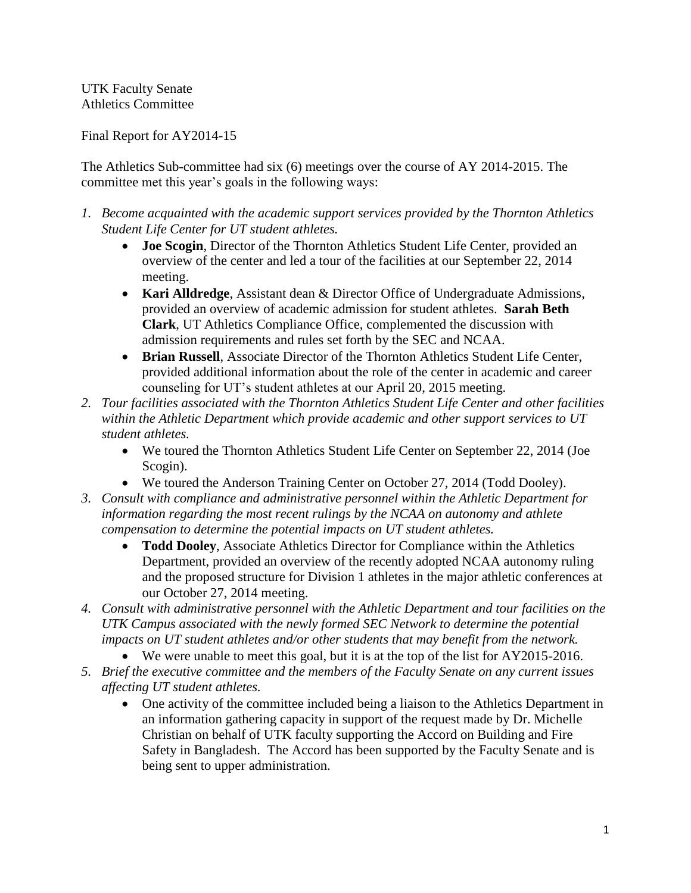UTK Faculty Senate
Athletics Committee

Final Report for AY2014-15

The Athletics Sub-committee had six (6) meetings over the course of AY 2014-2015. The committee met this year's goals in the following ways:

1. *Become acquainted with the academic support services provided by the Thornton Athletics Student Life Center for UT student athletes.*
    - **Joe Scogin**, Director of the Thornton Athletics Student Life Center, provided an overview of the center and led a tour of the facilities at our September 22, 2014 meeting.
    - **Kari Alldredge**, Assistant dean & Director Office of Undergraduate Admissions, provided an overview of academic admission for student athletes. **Sarah Beth Clark**, UT Athletics Compliance Office, complemented the discussion with admission requirements and rules set forth by the SEC and NCAA.
    - **Brian Russell**, Associate Director of the Thornton Athletics Student Life Center, provided additional information about the role of the center in academic and career counseling for UT's student athletes at our April 20, 2015 meeting.
2. *Tour facilities associated with the Thornton Athletics Student Life Center and other facilities within the Athletic Department which provide academic and other support services to UT student athletes.*
    - We toured the Thornton Athletics Student Life Center on September 22, 2014 (Joe Scogin).
    - We toured the Anderson Training Center on October 27, 2014 (Todd Dooley).
3. *Consult with compliance and administrative personnel within the Athletic Department for information regarding the most recent rulings by the NCAA on autonomy and athlete compensation to determine the potential impacts on UT student athletes.*
    - **Todd Dooley**, Associate Athletics Director for Compliance within the Athletics Department, provided an overview of the recently adopted NCAA autonomy ruling and the proposed structure for Division 1 athletes in the major athletic conferences at our October 27, 2014 meeting.
4. *Consult with administrative personnel with the Athletic Department and tour facilities on the UTK Campus associated with the newly formed SEC Network to determine the potential impacts on UT student athletes and/or other students that may benefit from the network.*
    - We were unable to meet this goal, but it is at the top of the list for AY2015-2016.
5. *Brief the executive committee and the members of the Faculty Senate on any current issues affecting UT student athletes.*
    - One activity of the committee included being a liaison to the Athletics Department in an information gathering capacity in support of the request made by Dr. Michelle Christian on behalf of UTK faculty supporting the Accord on Building and Fire Safety in Bangladesh. The Accord has been supported by the Faculty Senate and is being sent to upper administration.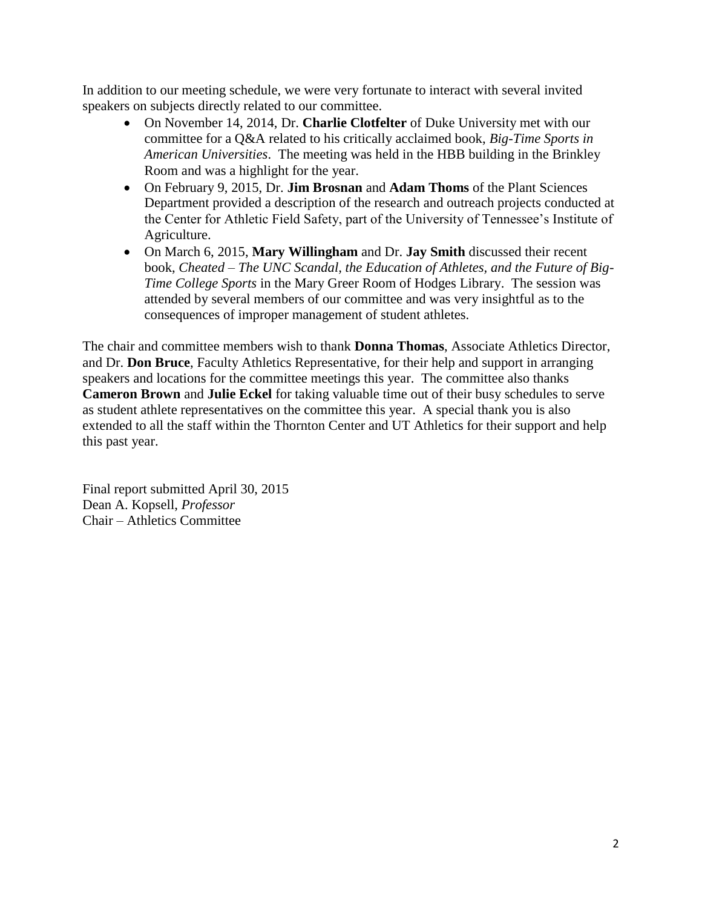In addition to our meeting schedule, we were very fortunate to interact with several invited speakers on subjects directly related to our committee.

- On November 14, 2014, Dr. **Charlie Clotfelter** of Duke University met with our committee for a Q&A related to his critically acclaimed book, *Big-Time Sports in American Universities*. The meeting was held in the HBB building in the Brinkley Room and was a highlight for the year.
- On February 9, 2015, Dr. **Jim Brosnan** and **Adam Thoms** of the Plant Sciences Department provided a description of the research and outreach projects conducted at the Center for Athletic Field Safety, part of the University of Tennessee's Institute of Agriculture.
- On March 6, 2015, **Mary Willingham** and Dr. **Jay Smith** discussed their recent book, *Cheated – The UNC Scandal, the Education of Athletes, and the Future of Big-Time College Sports* in the Mary Greer Room of Hodges Library. The session was attended by several members of our committee and was very insightful as to the consequences of improper management of student athletes.

The chair and committee members wish to thank **Donna Thomas**, Associate Athletics Director, and Dr. **Don Bruce**, Faculty Athletics Representative, for their help and support in arranging speakers and locations for the committee meetings this year. The committee also thanks **Cameron Brown** and **Julie Eckel** for taking valuable time out of their busy schedules to serve as student athlete representatives on the committee this year. A special thank you is also extended to all the staff within the Thornton Center and UT Athletics for their support and help this past year.

Final report submitted April 30, 2015
Dean A. Kopsell, *Professor*
Chair – Athletics Committee